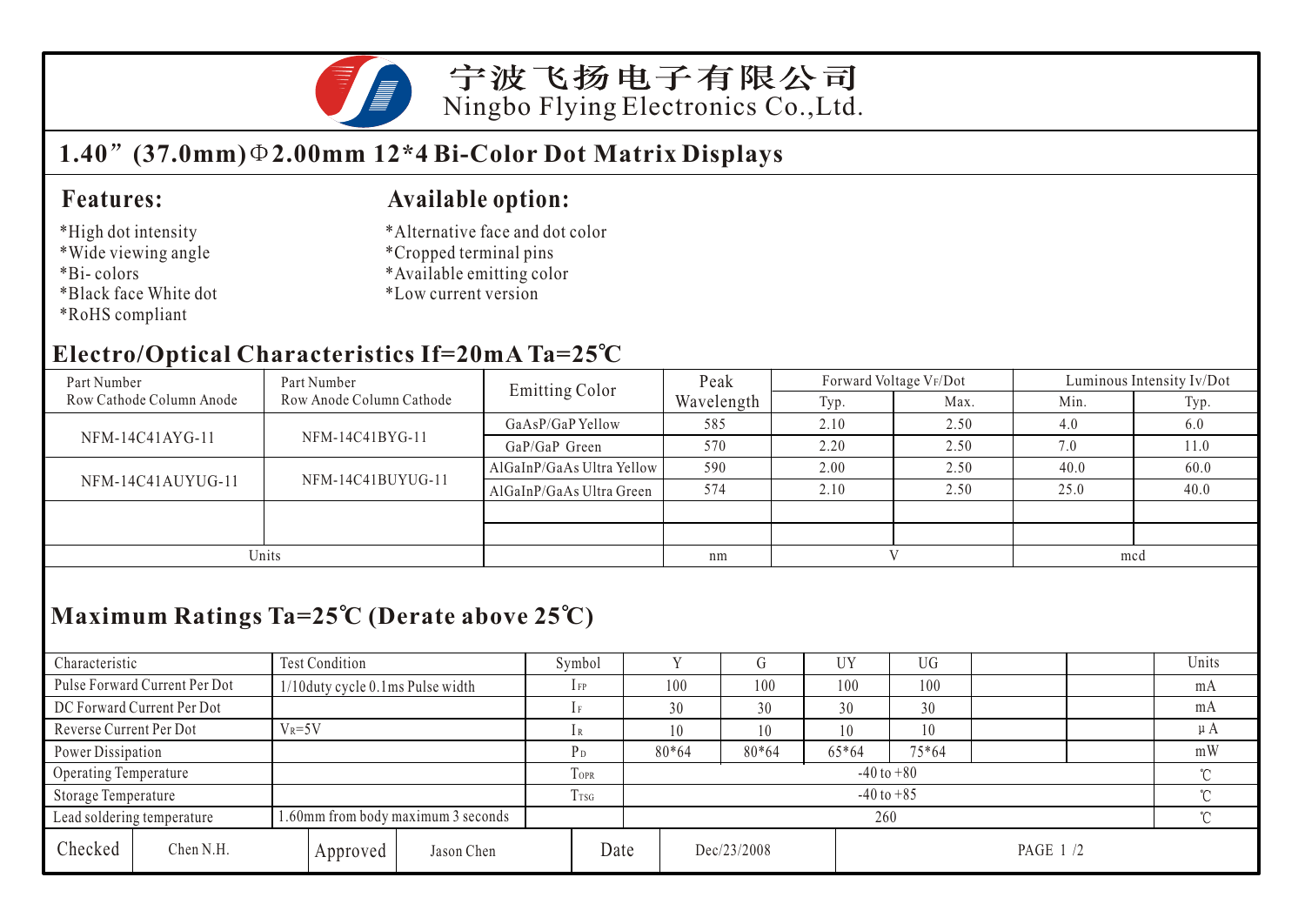# 宁波飞扬电子有限公司
Ningbo Flying Electronics Co.,Ltd.

## 1.40”(37.0mm)Φ2.00mm 12*4 Bi-Color Dot Matrix Displays

### Features:

*High dot intensity
*Wide viewing angle
*Bi- colors
*Black face White dot
*RoHS compliant

### Available option:

*Alternative face and dot color
*Cropped terminal pins
*Available emitting color
*Low current version

## Electro/Optical Characteristics If=20mA Ta=25℃

| Part Number Row Cathode Column Anode | Part Number Row Anode Column Cathode | Emitting Color | Peak Wavelength | Forward Voltage $V_F$/Dot | | Luminous Intensity Iv/Dot | |
|---|---|---|---|---|---|---|---|
| | | | | Typ. | Max. | Min. | Typ. |
| NFM-14C41AYG-11 | NFM-14C41BYG-11 | GaAsP/GaP Yellow | 585 | 2.10 | 2.50 | 4.0 | 6.0 |
| | | GaP/GaP Green | 570 | 2.20 | 2.50 | 7.0 | 11.0 |
| NFM-14C41AUYUG-11 | NFM-14C41BUYUG-11 | AlGaInP/GaAs Ultra Yellow | 590 | 2.00 | 2.50 | 40.0 | 60.0 |
| | | AlGaInP/GaAs Ultra Green | 574 | 2.10 | 2.50 | 25.0 | 40.0 |
| | | | | | | | |
| | | | | | | | |
| Units | | | nm | V | | mcd | |

## Maximum Ratings Ta=25℃ (Derate above 25℃)

| Characteristic | Test Condition | Symbol | Y | G | UY | UG | | | Units |
|---|---|---|---|---|---|---|---|---|---|
| Pulse Forward Current Per Dot | 1/10duty cycle 0.1ms Pulse width | $I_{FP}$ | 100 | 100 | 100 | 100 | | | mA |
| DC Forward Current Per Dot | | $I_F$ | 30 | 30 | 30 | 30 | | | mA |
| Reverse Current Per Dot | $V_R$=5V | $I_R$ | 10 | 10 | 10 | 10 | | | μA |
| Power Dissipation | | $P_D$ | 80*64 | 80*64 | 65*64 | 75*64 | | | mW |
| Operating Temperature | | $T_{OPR}$ | -40 to +80 | | | | | | ℃ |
| Storage Temperature | | $T_{TSG}$ | -40 to +85 | | | | | | ℃ |
| Lead soldering temperature | 1.60mm from body maximum 3 seconds | | 260 | | | | | | ℃ |

| Checked | Chen N.H. | Approved | Jason Chen | Date | Dec/23/2008 |
|---|---|---|---|---|---|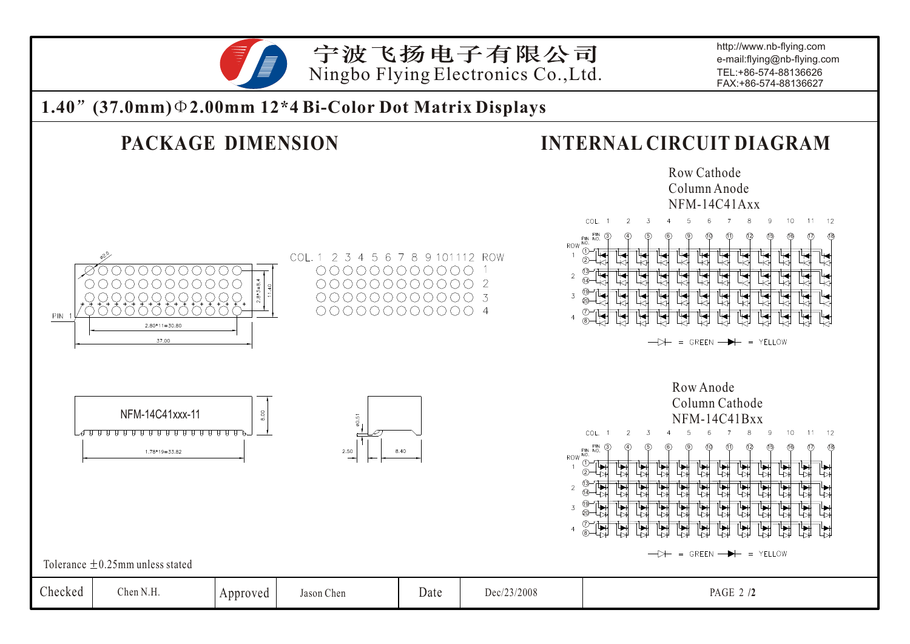宁波飞扬电子有限公司
Ningbo Flying Electronics Co.,Ltd.

http://www.nb-flying.com
e-mail:flying@nb-flying.com
TEL:+86-574-88136626
FAX:+86-574-88136627

# 1.40”(37.0mm)Φ2.00mm 12*4 Bi-Color Dot Matrix Displays

## PACKAGE DIMENSION

φ2.0

PIN 1

2.80*11=30.80

37.00

2.8*3=8.4

11.40

COL. 1 2 3 4 5 6 7 8 9 10 11 12 ROW

1
2
3
4

NFM-14C41xxx-11

8.00

1.78*19=33.82

φ0.51

2.50

8.40

## INTERNAL CIRCUIT DIAGRAM

Row Cathode
Column Anode
NFM-14C41Axx

COL. 1 2 3 4 5 6 7 8 9 10 11 12

PIN NO. ③ ④ ⑤ ⑥ ⑨ ⑩ ⑪ ⑫ ⑮ ⑯ ⑰ ⑱

ROW PIN NO.

1 ① ②
2 ⑬ ⑭
3 ⑲ ⑳
4 ⑦ ⑧

= GREEN = YELLOW

Row Anode
Column Cathode
NFM-14C41Bxx

COL. 1 2 3 4 5 6 7 8 9 10 11 12

PIN NO. ③ ④ ⑤ ⑥ ⑨ ⑩ ⑪ ⑫ ⑮ ⑯ ⑰ ⑱

ROW PIN NO.

1 ① ②
2 ⑬ ⑭
3 ⑲ ⑳
4 ⑦ ⑧

= GREEN = YELLOW

Tolerance ±0.25mm unless stated

| | | | | | | |
|---|---|---|---|---|---|---|
| Checked | Chen N.H. | Approved | Jason Chen | Date | Dec/23/2008 | PAGE 2 /2 |